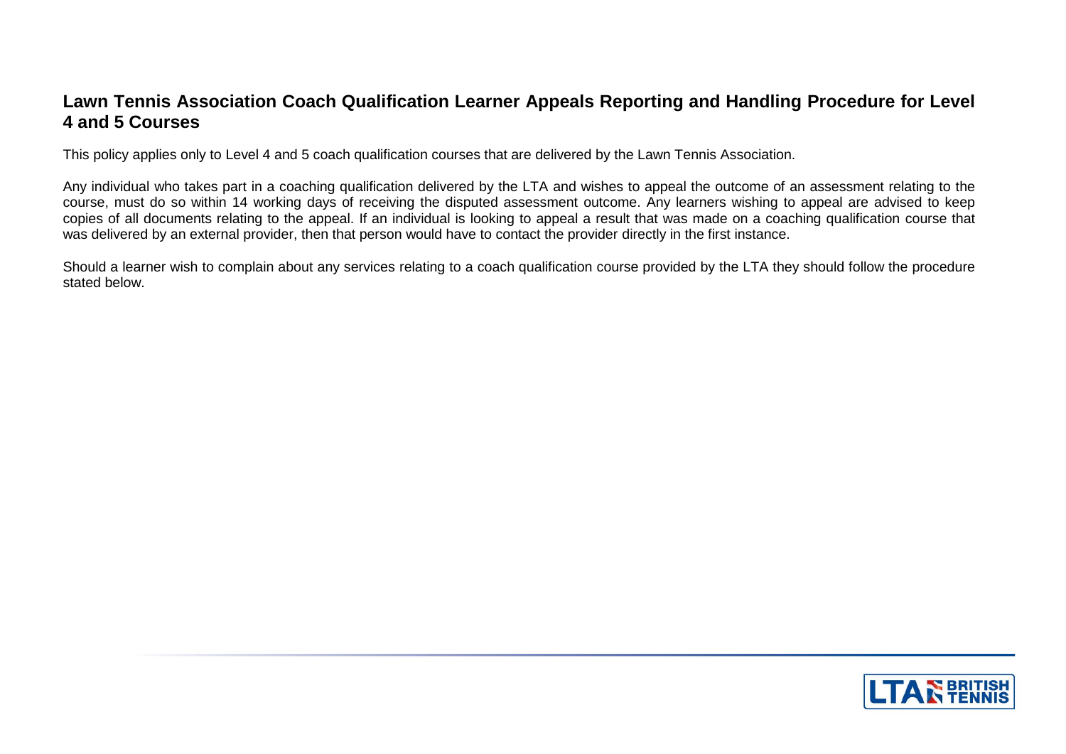# Lawn Tennis Association Coach Qualification Learner Appeals Reporting and Handling Procedure for Level 4 and 5 Courses

This policy applies only to Level 4 and 5 coach qualification courses that are delivered by the Lawn Tennis Association.

Any individual who takes part in a coaching qualification delivered by the LTA and wishes to appeal the outcome of an assessment relating to the course, must do so within 14 working days of receiving the disputed assessment outcome. Any learners wishing to appeal are advised to keep copies of all documents relating to the appeal. If an individual is looking to appeal a result that was made on a coaching qualification course that was delivered by an external provider, then that person would have to contact the provider directly in the first instance.

Should a learner wish to complain about any services relating to a coach qualification course provided by the LTA they should follow the procedure stated below.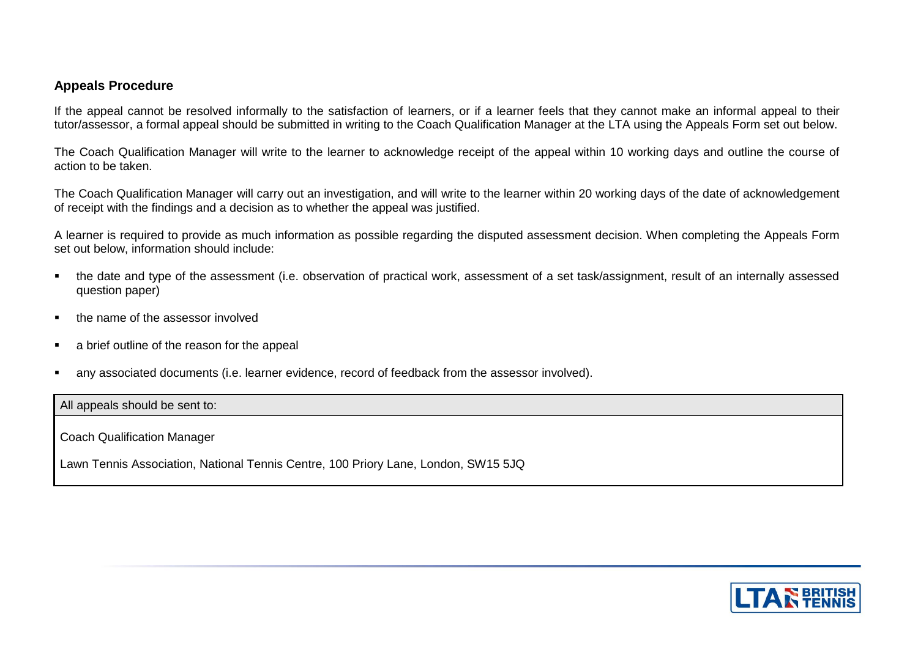## Appeals Procedure

If the appeal cannot be resolved informally to the satisfaction of learners, or if a learner feels that they cannot make an informal appeal to their tutor/assessor, a formal appeal should be submitted in writing to the Coach Qualification Manager at the LTA using the Appeals Form set out below.

The Coach Qualification Manager will write to the learner to acknowledge receipt of the appeal within 10 working days and outline the course of action to be taken.

The Coach Qualification Manager will carry out an investigation, and will write to the learner within 20 working days of the date of acknowledgement of receipt with the findings and a decision as to whether the appeal was justified.

A learner is required to provide as much information as possible regarding the disputed assessment decision. When completing the Appeals Form set out below, information should include:

- the date and type of the assessment (i.e. observation of practical work, assessment of a set task/assignment, result of an internally assessed question paper)
- the name of the assessor involved
- a brief outline of the reason for the appeal
- any associated documents (i.e. learner evidence, record of feedback from the assessor involved).

| All appeals should be sent to: |
| --- |
| Coach Qualification Manager<br><br>Lawn Tennis Association, National Tennis Centre, 100 Priory Lane, London, SW15 5JQ |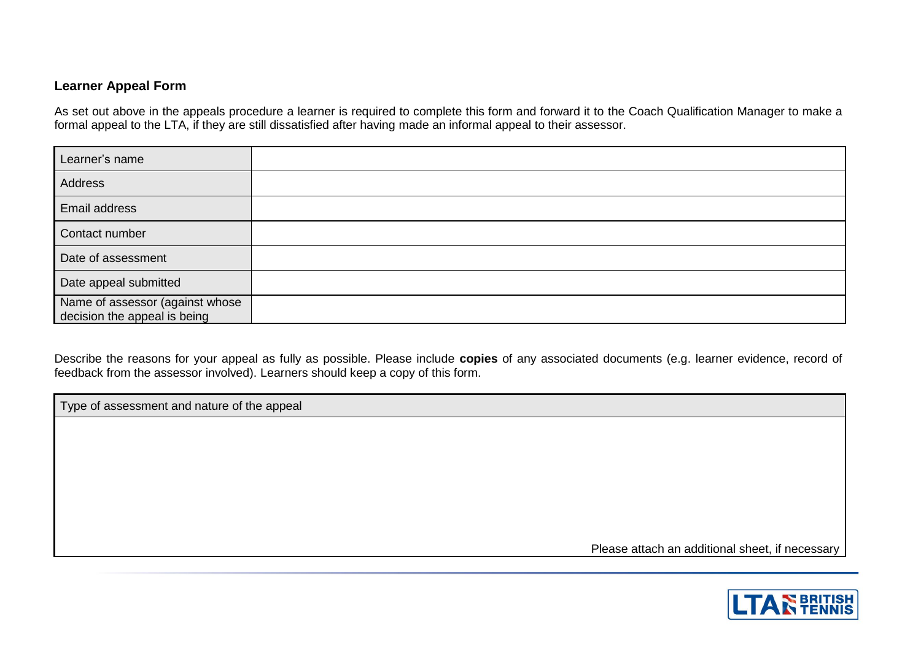**Learner Appeal Form**

As set out above in the appeals procedure a learner is required to complete this form and forward it to the Coach Qualification Manager to make a formal appeal to the LTA, if they are still dissatisfied after having made an informal appeal to their assessor.

| | |
|---|---|
| Learner's name | |
| Address | |
| Email address | |
| Contact number | |
| Date of assessment | |
| Date appeal submitted | |
| Name of assessor (against whose decision the appeal is being | |

Describe the reasons for your appeal as fully as possible. Please include **copies** of any associated documents (e.g. learner evidence, record of feedback from the assessor involved). Learners should keep a copy of this form.

| Type of assessment and nature of the appeal |
|---|
| Please attach an additional sheet, if necessary |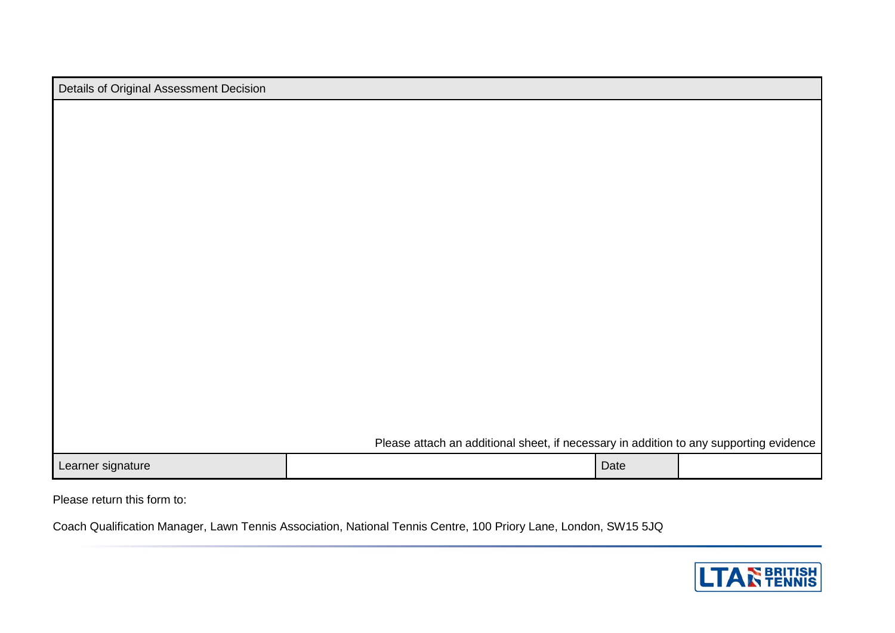| Details of Original Assessment Decision | | | |
| --- | --- | --- | --- |
| Please attach an additional sheet, if necessary in addition to any supporting evidence | | | |
| Learner signature | | Date | |

Please return this form to:

Coach Qualification Manager, Lawn Tennis Association, National Tennis Centre, 100 Priory Lane, London, SW15 5JQ

LTA BRITISH TENNIS